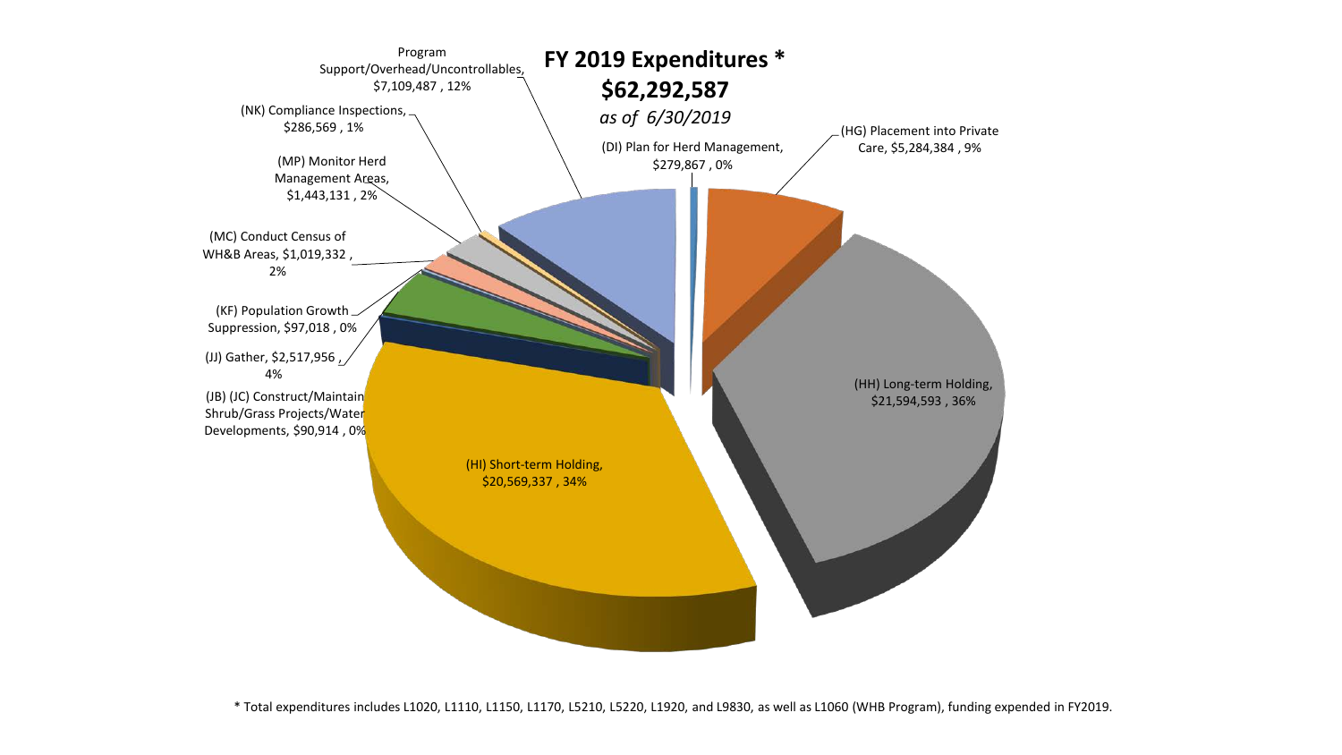# FY 2019 Expenditures *

## $62,292,587

*as of 6/30/2019*

- Program Support/Overhead/Uncontrollables, $7,109,487 , 12%
- (NK) Compliance Inspections, $286,569 , 1%
- (MP) Monitor Herd Management Areas, $1,443,131 , 2%
- (MC) Conduct Census of WH&B Areas, $1,019,332 , 2%
- (KF) Population Growth Suppression, $97,018 , 0%
- (JJ) Gather, $2,517,956 , 4%
- (JB) (JC) Construct/Maintain Shrub/Grass Projects/Water Developments, $90,914 , 0%
- (HI) Short-term Holding, $20,569,337 , 34%
- (HH) Long-term Holding, $21,594,593 , 36%
- (HG) Placement into Private Care, $5,284,384 , 9%
- (DI) Plan for Herd Management, $279,867 , 0%

* Total expenditures includes L1020, L1110, L1150, L1170, L5210, L5220, L1920, and L9830, as well as L1060 (WHB Program), funding expended in FY2019.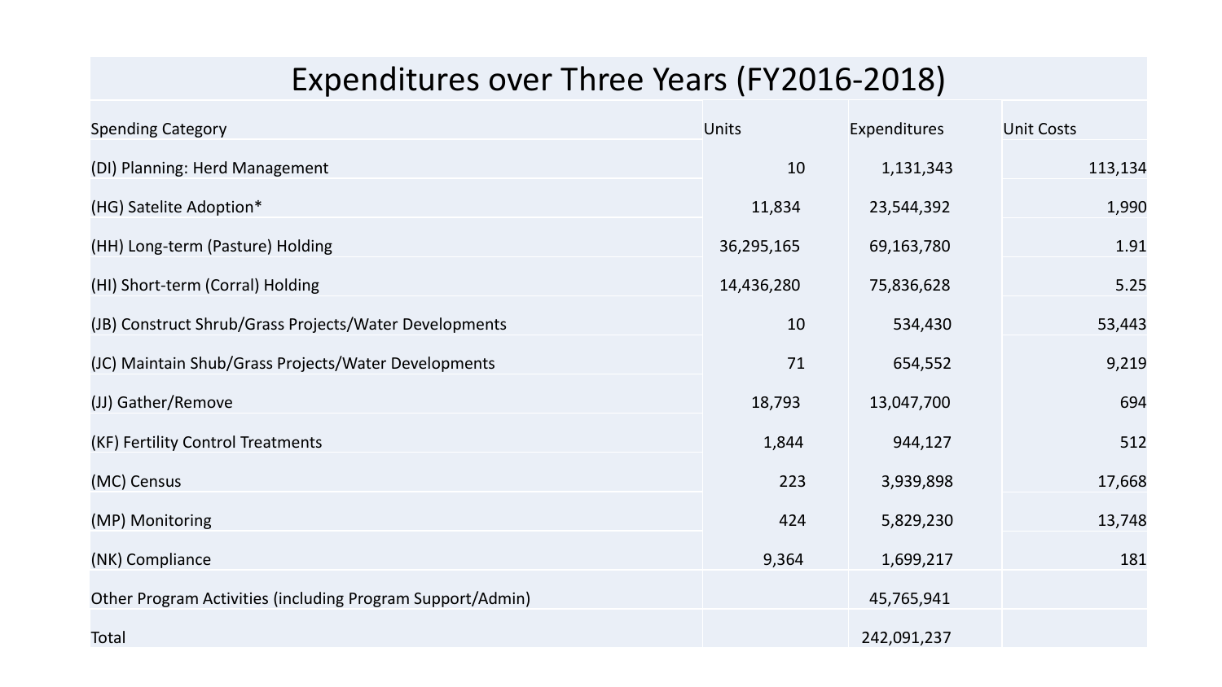# Expenditures over Three Years (FY2016-2018)

| Spending Category | Units | Expenditures | Unit Costs |
|---|---|---|---|
| (DI) Planning: Herd Management | 10 | 1,131,343 | 113,134 |
| (HG) Satelite Adoption* | 11,834 | 23,544,392 | 1,990 |
| (HH) Long-term (Pasture) Holding | 36,295,165 | 69,163,780 | 1.91 |
| (HI) Short-term (Corral) Holding | 14,436,280 | 75,836,628 | 5.25 |
| (JB) Construct Shrub/Grass Projects/Water Developments | 10 | 534,430 | 53,443 |
| (JC) Maintain Shub/Grass Projects/Water Developments | 71 | 654,552 | 9,219 |
| (JJ) Gather/Remove | 18,793 | 13,047,700 | 694 |
| (KF) Fertility Control Treatments | 1,844 | 944,127 | 512 |
| (MC) Census | 223 | 3,939,898 | 17,668 |
| (MP) Monitoring | 424 | 5,829,230 | 13,748 |
| (NK) Compliance | 9,364 | 1,699,217 | 181 |
| Other Program Activities (including Program Support/Admin) | | 45,765,941 | |
| Total | | 242,091,237 | |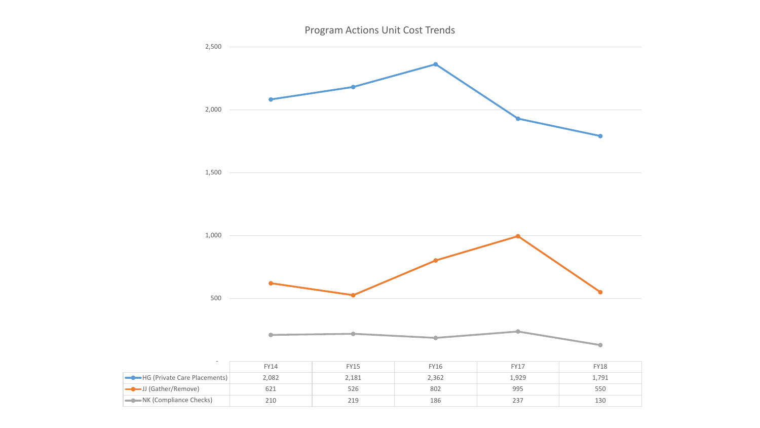# Program Actions Unit Cost Trends

| | FY14 | FY15 | FY16 | FY17 | FY18 |
|---|---|---|---|---|---|
| HG (Private Care Placements) | 2,082 | 2,181 | 2,362 | 1,929 | 1,791 |
| JJ (Gather/Remove) | 621 | 526 | 802 | 995 | 550 |
| NK (Compliance Checks) | 210 | 219 | 186 | 237 | 130 |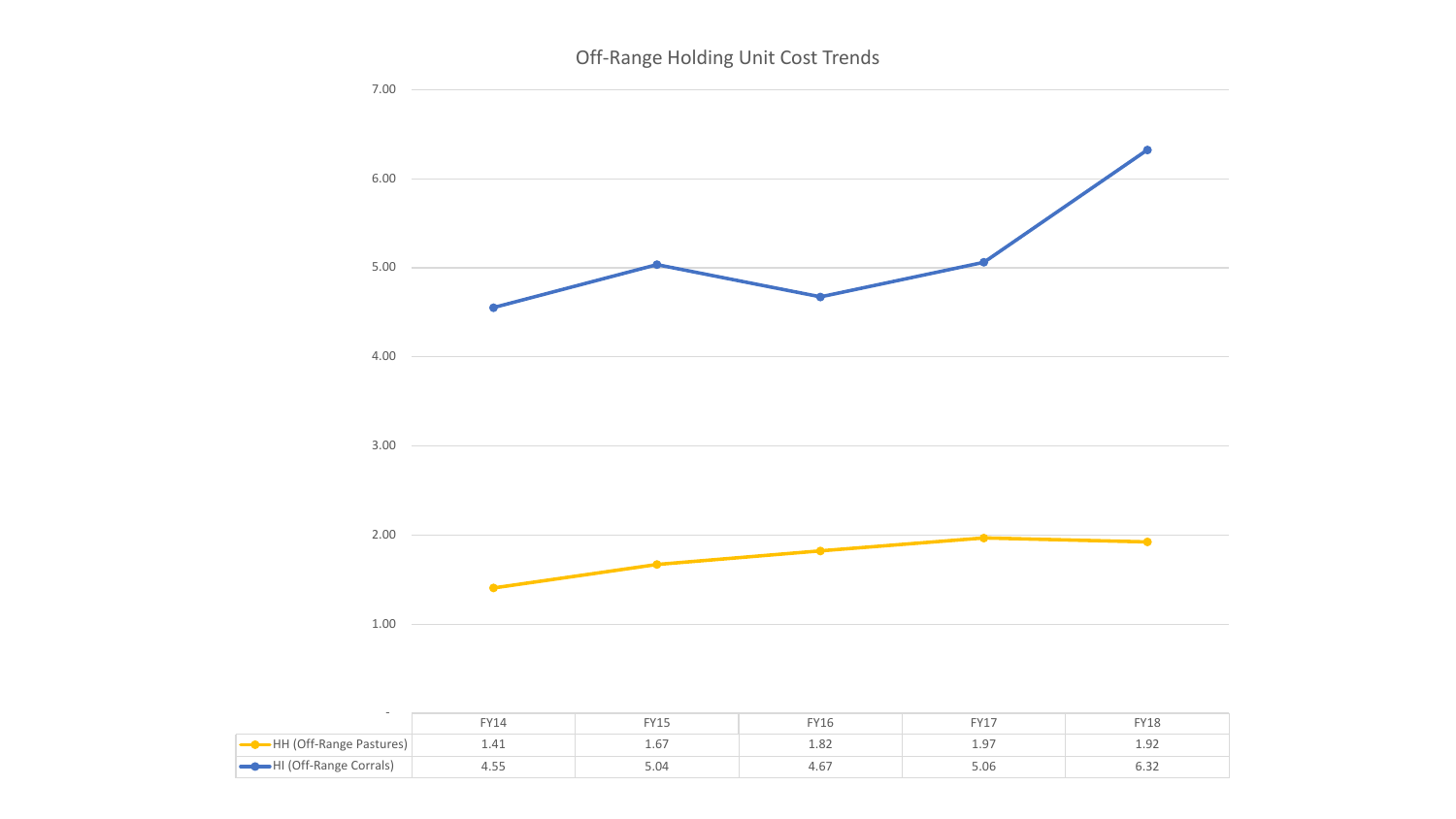Off-Range Holding Unit Cost Trends

7.00
6.00
5.00
4.00
3.00
2.00
1.00
-

FY14 FY15 FY16 FY17 FY18

HH (Off-Range Pastures) 1.41 1.67 1.82 1.97 1.92

HI (Off-Range Corrals) 4.55 5.04 4.67 5.06 6.32